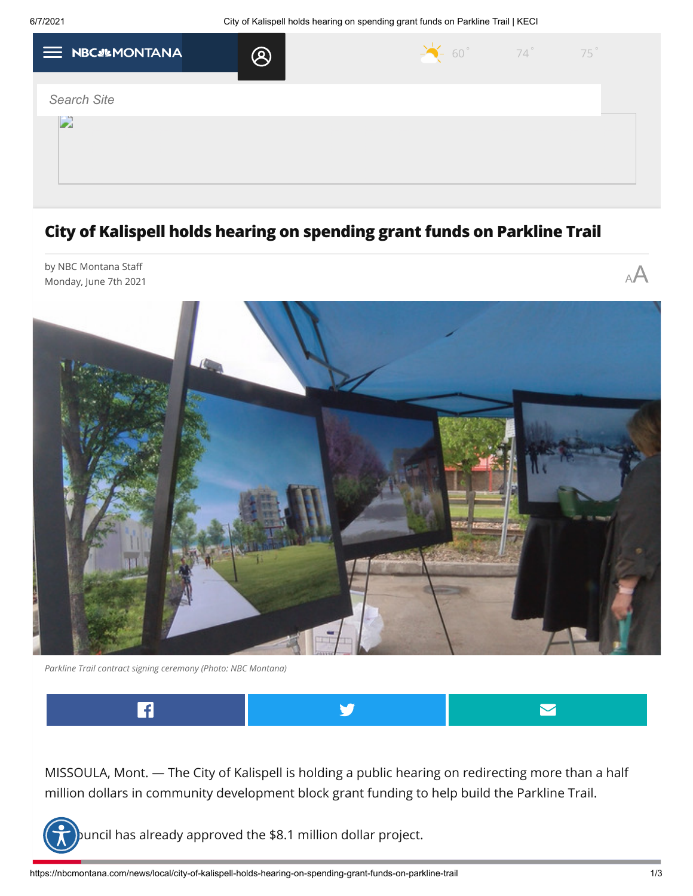# City of Kalispell holds hearing on spending grant funds on Parkline Trail

by NBC Montana Staff
Monday, June 7th 2021

*Parkline Trail contract signing ceremony (Photo: NBC Montana)*

MISSOULA, Mont. — The City of Kalispell is holding a public hearing on redirecting more than a half million dollars in community development block grant funding to help build the Parkline Trail.

Council has already approved the $8.1 million dollar project.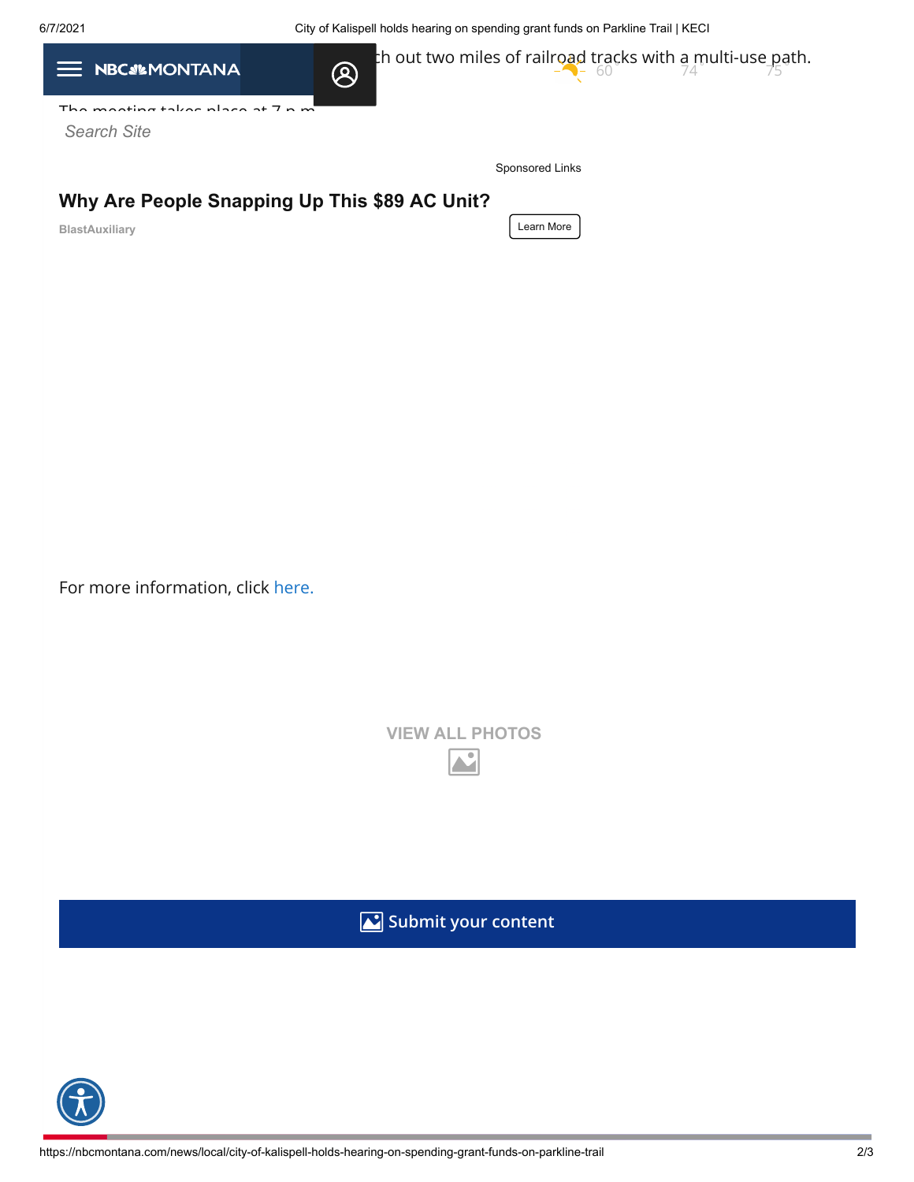...ch out two miles of railroad tracks with a multi-use path.

The meeting takes place at 7 p.m.

For more information, click here.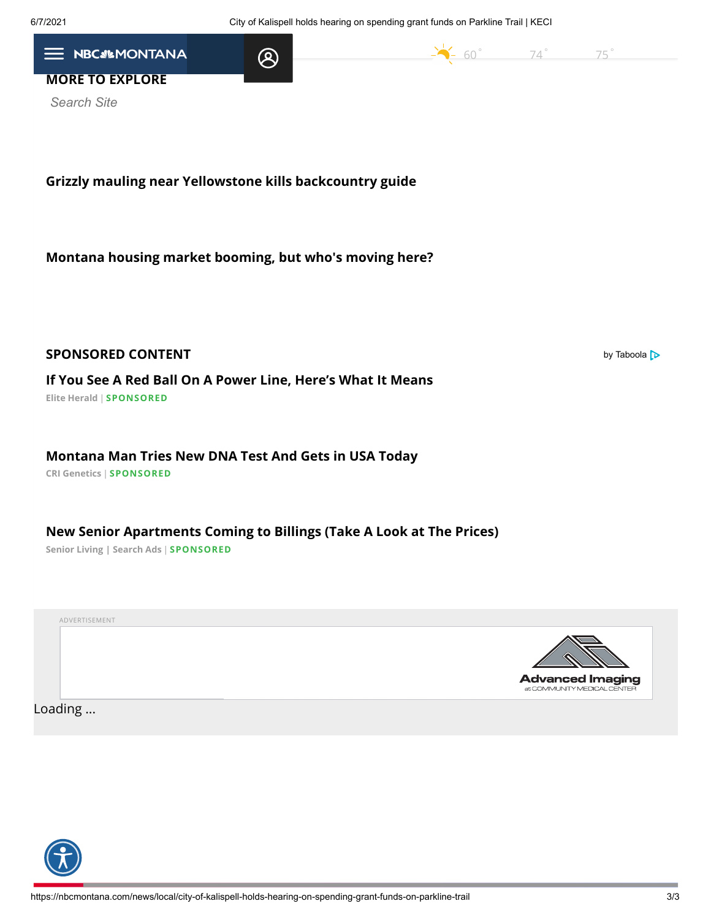## MORE TO EXPLORE

Search Site

### Grizzly mauling near Yellowstone kills backcountry guide

### Montana housing market booming, but who's moving here?

## SPONSORED CONTENT

by Taboola

### If You See A Red Ball On A Power Line, Here's What It Means

Elite Herald | SPONSORED

### Montana Man Tries New DNA Test And Gets in USA Today

CRI Genetics | SPONSORED

### New Senior Apartments Coming to Billings (Take A Look at The Prices)

Senior Living | Search Ads | SPONSORED

ADVERTISEMENT

Advanced Imaging at COMMUNITY MEDICAL CENTER

Loading ...